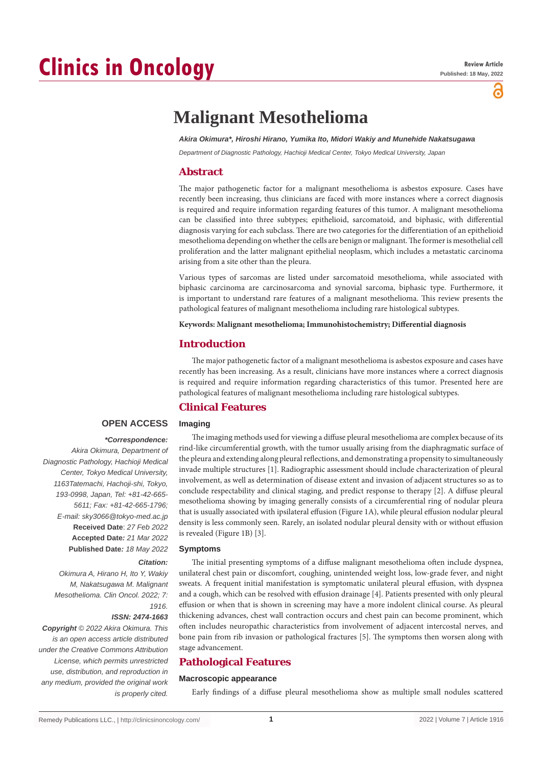Review Article

Published: 18 May, 2022

# Malignant Mesothelioma

***Akira Okimura\*, Hiroshi Hirano, Yumika Ito, Midori Wakiy and Munehide Nakatsugawa***

*Department of Diagnostic Pathology, Hachioji Medical Center, Tokyo Medical University, Japan*

## Abstract

The major pathogenetic factor for a malignant mesothelioma is asbestos exposure. Cases have recently been increasing, thus clinicians are faced with more instances where a correct diagnosis is required and require information regarding features of this tumor. A malignant mesothelioma can be classified into three subtypes; epithelioid, sarcomatoid, and biphasic, with differential diagnosis varying for each subclass. There are two categories for the differentiation of an epithelioid mesothelioma depending on whether the cells are benign or malignant. The former is mesothelial cell proliferation and the latter malignant epithelial neoplasm, which includes a metastatic carcinoma arising from a site other than the pleura.

Various types of sarcomas are listed under sarcomatoid mesothelioma, while associated with biphasic carcinoma are carcinosarcoma and synovial sarcoma, biphasic type. Furthermore, it is important to understand rare features of a malignant mesothelioma. This review presents the pathological features of malignant mesothelioma including rare histological subtypes.

**Keywords: Malignant mesothelioma; Immunohistochemistry; Differential diagnosis**

## Introduction

The major pathogenetic factor of a malignant mesothelioma is asbestos exposure and cases have recently has been increasing. As a result, clinicians have more instances where a correct diagnosis is required and require information regarding characteristics of this tumor. Presented here are pathological features of malignant mesothelioma including rare histological subtypes.

## Clinical Features

### Imaging

The imaging methods used for viewing a diffuse pleural mesothelioma are complex because of its rind-like circumferential growth, with the tumor usually arising from the diaphragmatic surface of the pleura and extending along pleural reflections, and demonstrating a propensity to simultaneously invade multiple structures [1]. Radiographic assessment should include characterization of pleural involvement, as well as determination of disease extent and invasion of adjacent structures so as to conclude respectability and clinical staging, and predict response to therapy [2]. A diffuse pleural mesothelioma showing by imaging generally consists of a circumferential ring of nodular pleura that is usually associated with ipsilateral effusion (Figure 1A), while pleural effusion nodular pleural density is less commonly seen. Rarely, an isolated nodular pleural density with or without effusion is revealed (Figure 1B) [3].

### Symptoms

The initial presenting symptoms of a diffuse malignant mesothelioma often include dyspnea, unilateral chest pain or discomfort, coughing, unintended weight loss, low-grade fever, and night sweats. A frequent initial manifestation is symptomatic unilateral pleural effusion, with dyspnea and a cough, which can be resolved with effusion drainage [4]. Patients presented with only pleural effusion or when that is shown in screening may have a more indolent clinical course. As pleural thickening advances, chest wall contraction occurs and chest pain can become prominent, which often includes neuropathic characteristics from involvement of adjacent intercostal nerves, and bone pain from rib invasion or pathological fractures [5]. The symptoms then worsen along with stage advancement.

## Pathological Features

### Macroscopic appearance

Early findings of a diffuse pleural mesothelioma show as multiple small nodules scattered

**OPEN ACCESS**

***\*Correspondence:***

*Akira Okimura, Department of Diagnostic Pathology, Hachioji Medical Center, Tokyo Medical University, 1163Tatemachi, Hachioji-shi, Tokyo, 193-0998, Japan, Tel: +81-42-665-5611; Fax: +81-42-665-1796;*

*E-mail: sky3066@tokyo-med.ac.jp*

**Received Date**: *27 Feb 2022*

**Accepted Date***: 21 Mar 2022*

**Published Date***: 18 May 2022*

***Citation:***

*Okimura A, Hirano H, Ito Y, Wakiy M, Nakatsugawa M. Malignant Mesothelioma. Clin Oncol. 2022; 7: 1916.*

***ISSN: 2474-1663***

***Copyright** © 2022 Akira Okimura. This is an open access article distributed under the Creative Commons Attribution License, which permits unrestricted use, distribution, and reproduction in any medium, provided the original work is properly cited.*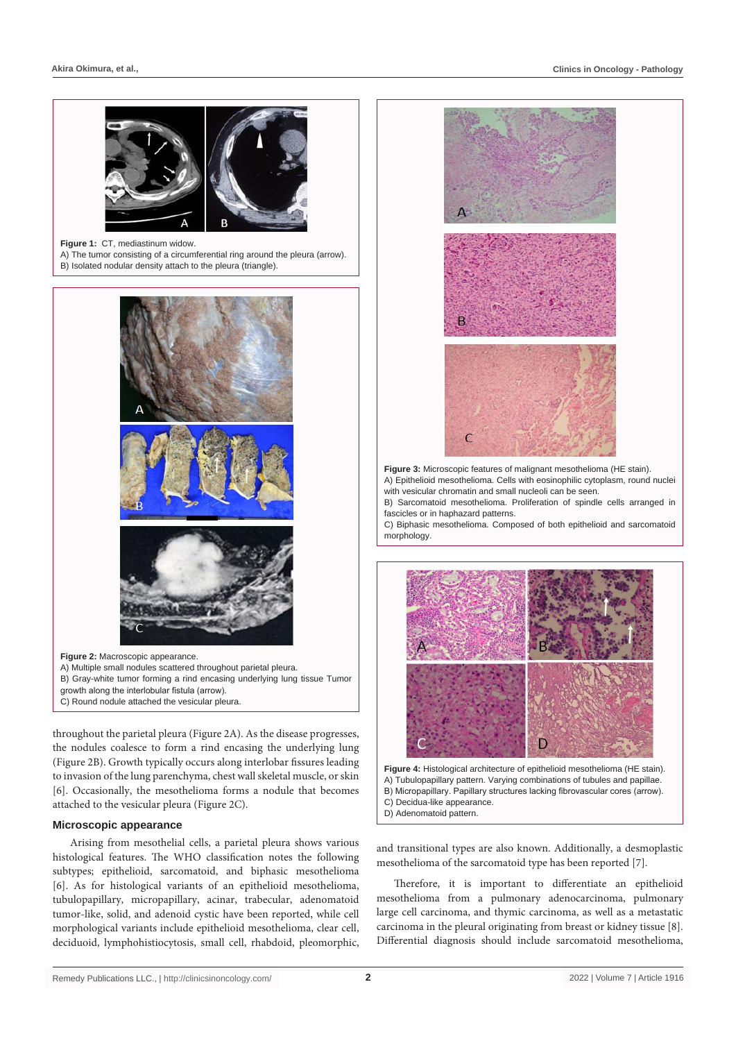**Figure 1:** CT, mediastinum widow.
A) The tumor consisting of a circumferential ring around the pleura (arrow).
B) Isolated nodular density attach to the pleura (triangle).

**Figure 2:** Macroscopic appearance.
A) Multiple small nodules scattered throughout parietal pleura.
B) Gray-white tumor forming a rind encasing underlying lung tissue Tumor growth along the interlobular fistula (arrow).
C) Round nodule attached the vesicular pleura.

throughout the parietal pleura (Figure 2A). As the disease progresses, the nodules coalesce to form a rind encasing the underlying lung (Figure 2B). Growth typically occurs along interlobar fissures leading to invasion of the lung parenchyma, chest wall skeletal muscle, or skin [6]. Occasionally, the mesothelioma forms a nodule that becomes attached to the vesicular pleura (Figure 2C).

### Microscopic appearance

Arising from mesothelial cells, a parietal pleura shows various histological features. The WHO classification notes the following subtypes; epithelioid, sarcomatoid, and biphasic mesothelioma [6]. As for histological variants of an epithelioid mesothelioma, tubulopapillary, micropapillary, acinar, trabecular, adenomatoid tumor-like, solid, and adenoid cystic have been reported, while cell morphological variants include epithelioid mesothelioma, clear cell, deciduoid, lymphohistiocytosis, small cell, rhabdoid, pleomorphic, and transitional types are also known. Additionally, a desmoplastic mesothelioma of the sarcomatoid type has been reported [7].

Therefore, it is important to differentiate an epithelioid mesothelioma from a pulmonary adenocarcinoma, pulmonary large cell carcinoma, and thymic carcinoma, as well as a metastatic carcinoma in the pleural originating from breast or kidney tissue [8]. Differential diagnosis should include sarcomatoid mesothelioma,

**Figure 3:** Microscopic features of malignant mesothelioma (HE stain).
A) Epithelioid mesothelioma. Cells with eosinophilic cytoplasm, round nuclei with vesicular chromatin and small nucleoli can be seen.
B) Sarcomatoid mesothelioma. Proliferation of spindle cells arranged in fascicles or in haphazard patterns.
C) Biphasic mesothelioma. Composed of both epithelioid and sarcomatoid morphology.

**Figure 4:** Histological architecture of epithelioid mesothelioma (HE stain).
A) Tubulopapillary pattern. Varying combinations of tubules and papillae.
B) Micropapillary. Papillary structures lacking fibrovascular cores (arrow).
C) Decidua-like appearance.
D) Adenomatoid pattern.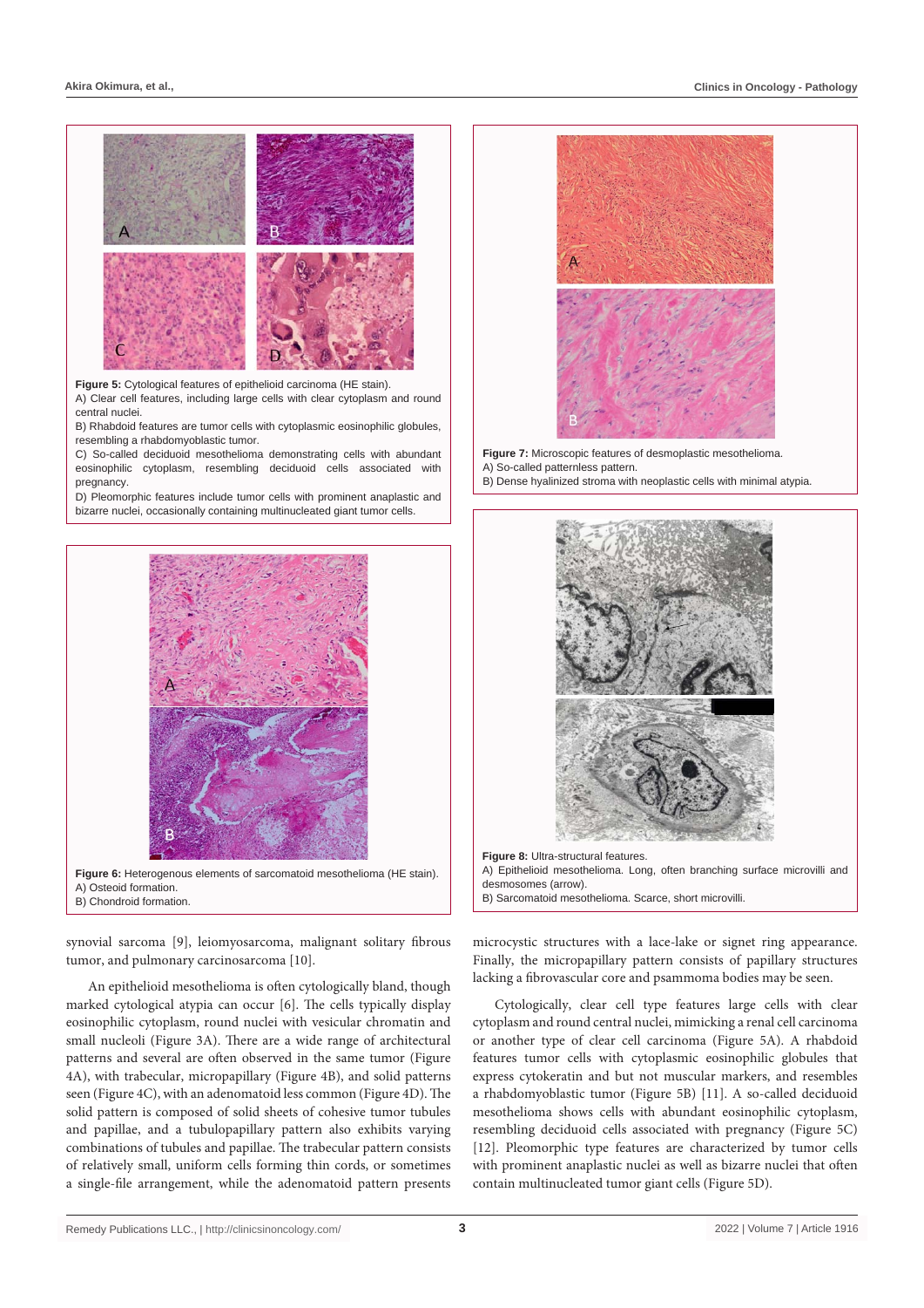**Figure 5:** Cytological features of epithelioid carcinoma (HE stain).
A) Clear cell features, including large cells with clear cytoplasm and round central nuclei.
B) Rhabdoid features are tumor cells with cytoplasmic eosinophilic globules, resembling a rhabdomyoblastic tumor.
C) So-called deciduoid mesothelioma demonstrating cells with abundant eosinophilic cytoplasm, resembling deciduoid cells associated with pregnancy.
D) Pleomorphic features include tumor cells with prominent anaplastic and bizarre nuclei, occasionally containing multinucleated giant tumor cells.

**Figure 6:** Heterogenous elements of sarcomatoid mesothelioma (HE stain).
A) Osteoid formation.
B) Chondroid formation.

**Figure 7:** Microscopic features of desmoplastic mesothelioma.
A) So-called patternless pattern.
B) Dense hyalinized stroma with neoplastic cells with minimal atypia.

**Figure 8:** Ultra-structural features.
A) Epithelioid mesothelioma. Long, often branching surface microvilli and desmosomes (arrow).
B) Sarcomatoid mesothelioma. Scarce, short microvilli.

synovial sarcoma [9], leiomyosarcoma, malignant solitary fibrous tumor, and pulmonary carcinosarcoma [10].

An epithelioid mesothelioma is often cytologically bland, though marked cytological atypia can occur [6]. The cells typically display eosinophilic cytoplasm, round nuclei with vesicular chromatin and small nucleoli (Figure 3A). There are a wide range of architectural patterns and several are often observed in the same tumor (Figure 4A), with trabecular, micropapillary (Figure 4B), and solid patterns seen (Figure 4C), with an adenomatoid less common (Figure 4D). The solid pattern is composed of solid sheets of cohesive tumor tubules and papillae, and a tubulopapillary pattern also exhibits varying combinations of tubules and papillae. The trabecular pattern consists of relatively small, uniform cells forming thin cords, or sometimes a single-file arrangement, while the adenomatoid pattern presents microcystic structures with a lace-lake or signet ring appearance. Finally, the micropapillary pattern consists of papillary structures lacking a fibrovascular core and psammoma bodies may be seen.

Cytologically, clear cell type features large cells with clear cytoplasm and round central nuclei, mimicking a renal cell carcinoma or another type of clear cell carcinoma (Figure 5A). A rhabdoid features tumor cells with cytoplasmic eosinophilic globules that express cytokeratin and but not muscular markers, and resembles a rhabdomyoblastic tumor (Figure 5B) [11]. A so-called deciduoid mesothelioma shows cells with abundant eosinophilic cytoplasm, resembling deciduoid cells associated with pregnancy (Figure 5C) [12]. Pleomorphic type features are characterized by tumor cells with prominent anaplastic nuclei as well as bizarre nuclei that often contain multinucleated tumor giant cells (Figure 5D).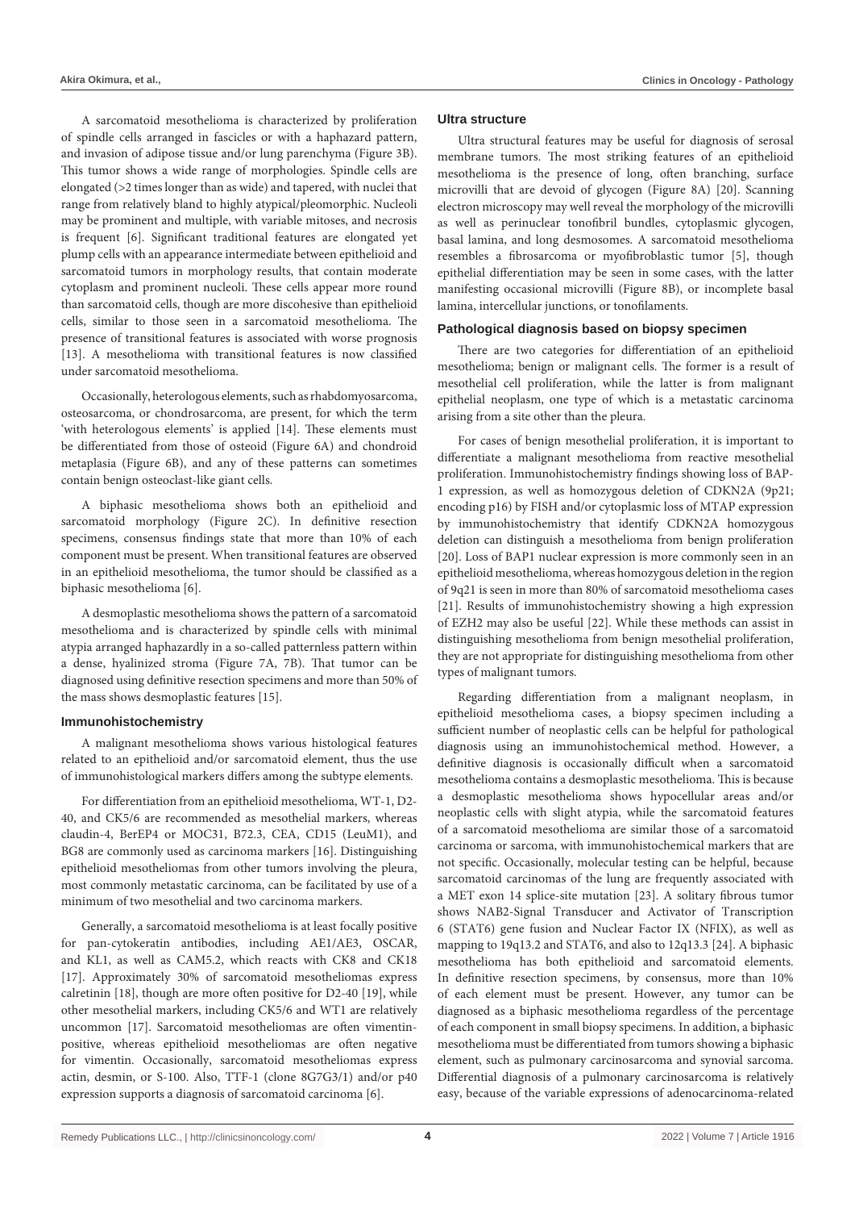A sarcomatoid mesothelioma is characterized by proliferation of spindle cells arranged in fascicles or with a haphazard pattern, and invasion of adipose tissue and/or lung parenchyma (Figure 3B). This tumor shows a wide range of morphologies. Spindle cells are elongated (>2 times longer than as wide) and tapered, with nuclei that range from relatively bland to highly atypical/pleomorphic. Nucleoli may be prominent and multiple, with variable mitoses, and necrosis is frequent [6]. Significant traditional features are elongated yet plump cells with an appearance intermediate between epithelioid and sarcomatoid tumors in morphology results, that contain moderate cytoplasm and prominent nucleoli. These cells appear more round than sarcomatoid cells, though are more discohesive than epithelioid cells, similar to those seen in a sarcomatoid mesothelioma. The presence of transitional features is associated with worse prognosis [13]. A mesothelioma with transitional features is now classified under sarcomatoid mesothelioma.

Occasionally, heterologous elements, such as rhabdomyosarcoma, osteosarcoma, or chondrosarcoma, are present, for which the term 'with heterologous elements' is applied [14]. These elements must be differentiated from those of osteoid (Figure 6A) and chondroid metaplasia (Figure 6B), and any of these patterns can sometimes contain benign osteoclast-like giant cells.

A biphasic mesothelioma shows both an epithelioid and sarcomatoid morphology (Figure 2C). In definitive resection specimens, consensus findings state that more than 10% of each component must be present. When transitional features are observed in an epithelioid mesothelioma, the tumor should be classified as a biphasic mesothelioma [6].

A desmoplastic mesothelioma shows the pattern of a sarcomatoid mesothelioma and is characterized by spindle cells with minimal atypia arranged haphazardly in a so-called patternless pattern within a dense, hyalinized stroma (Figure 7A, 7B). That tumor can be diagnosed using definitive resection specimens and more than 50% of the mass shows desmoplastic features [15].

### Immunohistochemistry

A malignant mesothelioma shows various histological features related to an epithelioid and/or sarcomatoid element, thus the use of immunohistological markers differs among the subtype elements.

For differentiation from an epithelioid mesothelioma, WT-1, D2-40, and CK5/6 are recommended as mesothelial markers, whereas claudin-4, BerEP4 or MOC31, B72.3, CEA, CD15 (LeuM1), and BG8 are commonly used as carcinoma markers [16]. Distinguishing epithelioid mesotheliomas from other tumors involving the pleura, most commonly metastatic carcinoma, can be facilitated by use of a minimum of two mesothelial and two carcinoma markers.

Generally, a sarcomatoid mesothelioma is at least focally positive for pan-cytokeratin antibodies, including AE1/AE3, OSCAR, and KL1, as well as CAM5.2, which reacts with CK8 and CK18 [17]. Approximately 30% of sarcomatoid mesotheliomas express calretinin [18], though are more often positive for D2-40 [19], while other mesothelial markers, including CK5/6 and WT1 are relatively uncommon [17]. Sarcomatoid mesotheliomas are often vimentin-positive, whereas epithelioid mesotheliomas are often negative for vimentin. Occasionally, sarcomatoid mesotheliomas express actin, desmin, or S-100. Also, TTF-1 (clone 8G7G3/1) and/or p40 expression supports a diagnosis of sarcomatoid carcinoma [6].

### Ultra structure

Ultra structural features may be useful for diagnosis of serosal membrane tumors. The most striking features of an epithelioid mesothelioma is the presence of long, often branching, surface microvilli that are devoid of glycogen (Figure 8A) [20]. Scanning electron microscopy may well reveal the morphology of the microvilli as well as perinuclear tonofibril bundles, cytoplasmic glycogen, basal lamina, and long desmosomes. A sarcomatoid mesothelioma resembles a fibrosarcoma or myofibroblastic tumor [5], though epithelial differentiation may be seen in some cases, with the latter manifesting occasional microvilli (Figure 8B), or incomplete basal lamina, intercellular junctions, or tonofilaments.

### Pathological diagnosis based on biopsy specimen

There are two categories for differentiation of an epithelioid mesothelioma; benign or malignant cells. The former is a result of mesothelial cell proliferation, while the latter is from malignant epithelial neoplasm, one type of which is a metastatic carcinoma arising from a site other than the pleura.

For cases of benign mesothelial proliferation, it is important to differentiate a malignant mesothelioma from reactive mesothelial proliferation. Immunohistochemistry findings showing loss of BAP-1 expression, as well as homozygous deletion of CDKN2A (9p21; encoding p16) by FISH and/or cytoplasmic loss of MTAP expression by immunohistochemistry that identify CDKN2A homozygous deletion can distinguish a mesothelioma from benign proliferation [20]. Loss of BAP1 nuclear expression is more commonly seen in an epithelioid mesothelioma, whereas homozygous deletion in the region of 9q21 is seen in more than 80% of sarcomatoid mesothelioma cases [21]. Results of immunohistochemistry showing a high expression of EZH2 may also be useful [22]. While these methods can assist in distinguishing mesothelioma from benign mesothelial proliferation, they are not appropriate for distinguishing mesothelioma from other types of malignant tumors.

Regarding differentiation from a malignant neoplasm, in epithelioid mesothelioma cases, a biopsy specimen including a sufficient number of neoplastic cells can be helpful for pathological diagnosis using an immunohistochemical method. However, a definitive diagnosis is occasionally difficult when a sarcomatoid mesothelioma contains a desmoplastic mesothelioma. This is because a desmoplastic mesothelioma shows hypocellular areas and/or neoplastic cells with slight atypia, while the sarcomatoid features of a sarcomatoid mesothelioma are similar those of a sarcomatoid carcinoma or sarcoma, with immunohistochemical markers that are not specific. Occasionally, molecular testing can be helpful, because sarcomatoid carcinomas of the lung are frequently associated with a MET exon 14 splice-site mutation [23]. A solitary fibrous tumor shows NAB2-Signal Transducer and Activator of Transcription 6 (STAT6) gene fusion and Nuclear Factor IX (NFIX), as well as mapping to 19q13.2 and STAT6, and also to 12q13.3 [24]. A biphasic mesothelioma has both epithelioid and sarcomatoid elements. In definitive resection specimens, by consensus, more than 10% of each element must be present. However, any tumor can be diagnosed as a biphasic mesothelioma regardless of the percentage of each component in small biopsy specimens. In addition, a biphasic mesothelioma must be differentiated from tumors showing a biphasic element, such as pulmonary carcinosarcoma and synovial sarcoma. Differential diagnosis of a pulmonary carcinosarcoma is relatively easy, because of the variable expressions of adenocarcinoma-related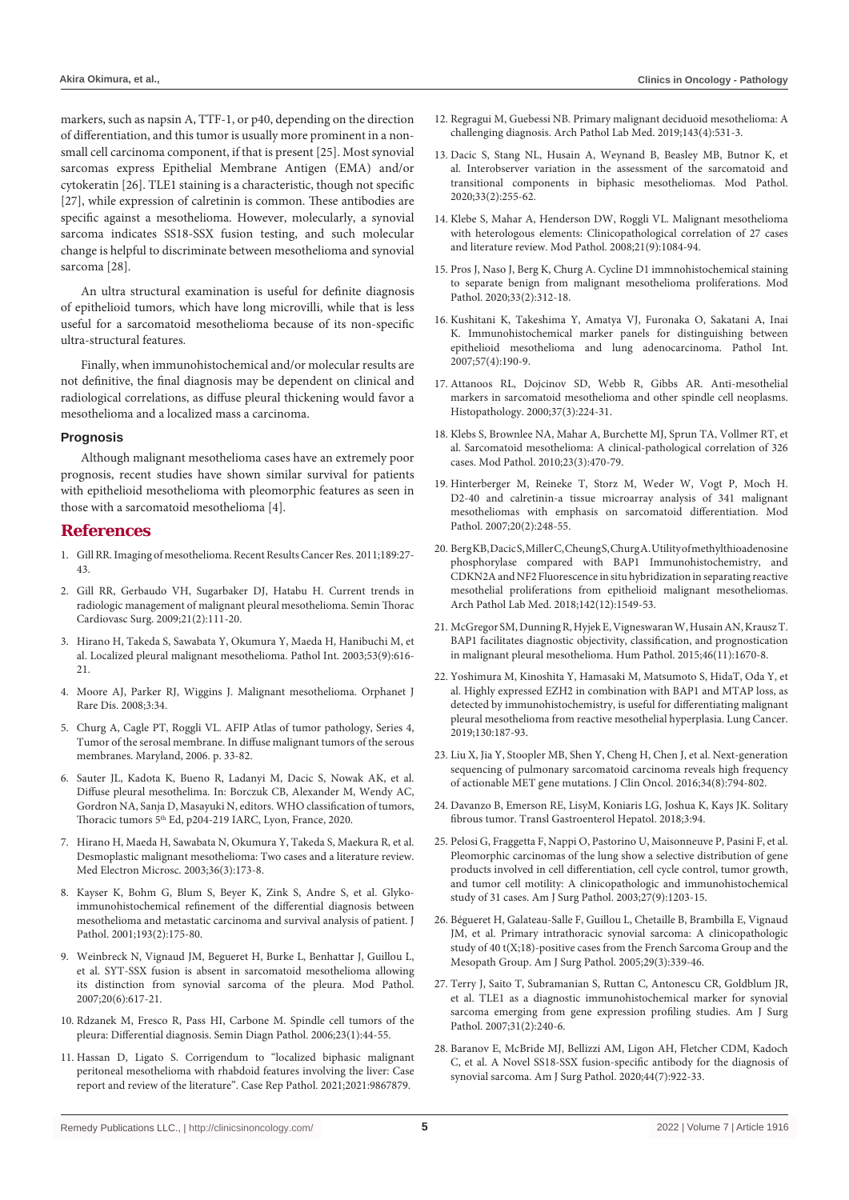markers, such as napsin A, TTF-1, or p40, depending on the direction of differentiation, and this tumor is usually more prominent in a non-small cell carcinoma component, if that is present [25]. Most synovial sarcomas express Epithelial Membrane Antigen (EMA) and/or cytokeratin [26]. TLE1 staining is a characteristic, though not specific [27], while expression of calretinin is common. These antibodies are specific against a mesothelioma. However, molecularly, a synovial sarcoma indicates SS18-SSX fusion testing, and such molecular change is helpful to discriminate between mesothelioma and synovial sarcoma [28].

An ultra structural examination is useful for definite diagnosis of epithelioid tumors, which have long microvilli, while that is less useful for a sarcomatoid mesothelioma because of its non-specific ultra-structural features.

Finally, when immunohistochemical and/or molecular results are not definitive, the final diagnosis may be dependent on clinical and radiological correlations, as diffuse pleural thickening would favor a mesothelioma and a localized mass a carcinoma.

### Prognosis

Although malignant mesothelioma cases have an extremely poor prognosis, recent studies have shown similar survival for patients with epithelioid mesothelioma with pleomorphic features as seen in those with a sarcomatoid mesothelioma [4].

## References

1. Gill RR. Imaging of mesothelioma. Recent Results Cancer Res. 2011;189:27-43.
2. Gill RR, Gerbaudo VH, Sugarbaker DJ, Hatabu H. Current trends in radiologic management of malignant pleural mesothelioma. Semin Thorac Cardiovasc Surg. 2009;21(2):111-20.
3. Hirano H, Takeda S, Sawabata Y, Okumura Y, Maeda H, Hanibuchi M, et al. Localized pleural malignant mesothelioma. Pathol Int. 2003;53(9):616-21.
4. Moore AJ, Parker RJ, Wiggins J. Malignant mesothelioma. Orphanet J Rare Dis. 2008;3:34.
5. Churg A, Cagle PT, Roggli VL. AFIP Atlas of tumor pathology, Series 4, Tumor of the serosal membrane. In diffuse malignant tumors of the serous membranes. Maryland, 2006. p. 33-82.
6. Sauter JL, Kadota K, Bueno R, Ladanyi M, Dacic S, Nowak AK, et al. Diffuse pleural mesothelima. In: Borczuk CB, Alexander M, Wendy AC, Gordron NA, Sanja D, Masayuki N, editors. WHO classification of tumors, Thoracic tumors 5th Ed, p204-219 IARC, Lyon, France, 2020.
7. Hirano H, Maeda H, Sawabata N, Okumura Y, Takeda S, Maekura R, et al. Desmoplastic malignant mesothelioma: Two cases and a literature review. Med Electron Microsc. 2003;36(3):173-8.
8. Kayser K, Bohm G, Blum S, Beyer K, Zink S, Andre S, et al. Glyko-immunohistochemical refinement of the differential diagnosis between mesothelioma and metastatic carcinoma and survival analysis of patient. J Pathol. 2001;193(2):175-80.
9. Weinbreck N, Vignaud JM, Begueret H, Burke L, Benhattar J, Guillou L, et al. SYT-SSX fusion is absent in sarcomatoid mesothelioma allowing its distinction from synovial sarcoma of the pleura. Mod Pathol. 2007;20(6):617-21.
10. Rdzanek M, Fresco R, Pass HI, Carbone M. Spindle cell tumors of the pleura: Differential diagnosis. Semin Diagn Pathol. 2006;23(1):44-55.
11. Hassan D, Ligato S. Corrigendum to "localized biphasic malignant peritoneal mesothelioma with rhabdoid features involving the liver: Case report and review of the literature". Case Rep Pathol. 2021;2021:9867879.
12. Regragui M, Guebessi NB. Primary malignant deciduoid mesothelioma: A challenging diagnosis. Arch Pathol Lab Med. 2019;143(4):531-3.
13. Dacic S, Stang NL, Husain A, Weynand B, Beasley MB, Butnor K, et al. Interobserver variation in the assessment of the sarcomatoid and transitional components in biphasic mesotheliomas. Mod Pathol. 2020;33(2):255-62.
14. Klebe S, Mahar A, Henderson DW, Roggli VL. Malignant mesothelioma with heterologous elements: Clinicopathological correlation of 27 cases and literature review. Mod Pathol. 2008;21(9):1084-94.
15. Pros J, Naso J, Berg K, Churg A. Cycline D1 immnohistochemical staining to separate benign from malignant mesothelioma proliferations. Mod Pathol. 2020;33(2):312-18.
16. Kushitani K, Takeshima Y, Amatya VJ, Furonaka O, Sakatani A, Inai K. Immunohistochemical marker panels for distinguishing between epithelioid mesothelioma and lung adenocarcinoma. Pathol Int. 2007;57(4):190-9.
17. Attanoos RL, Dojcinov SD, Webb R, Gibbs AR. Anti-mesothelial markers in sarcomatoid mesothelioma and other spindle cell neoplasms. Histopathology. 2000;37(3):224-31.
18. Klebs S, Brownlee NA, Mahar A, Burchette MJ, Sprun TA, Vollmer RT, et al. Sarcomatoid mesothelioma: A clinical-pathological correlation of 326 cases. Mod Pathol. 2010;23(3):470-79.
19. Hinterberger M, Reineke T, Storz M, Weder W, Vogt P, Moch H. D2-40 and calretinin-a tissue microarray analysis of 341 malignant mesotheliomas with emphasis on sarcomatoid differentiation. Mod Pathol. 2007;20(2):248-55.
20. Berg KB, Dacic S, Miller C, Cheung S, Churg A. Utility of methylthioadenosine phosphorylase compared with BAP1 Immunohistochemistry, and CDKN2A and NF2 Fluorescence in situ hybridization in separating reactive mesothelial proliferations from epithelioid malignant mesotheliomas. Arch Pathol Lab Med. 2018;142(12):1549-53.
21. McGregor SM, Dunning R, Hyjek E, Vigneswaran W, Husain AN, Krausz T. BAP1 facilitates diagnostic objectivity, classification, and prognostication in malignant pleural mesothelioma. Hum Pathol. 2015;46(11):1670-8.
22. Yoshimura M, Kinoshita Y, Hamasaki M, Matsumoto S, HidaT, Oda Y, et al. Highly expressed EZH2 in combination with BAP1 and MTAP loss, as detected by immunohistochemistry, is useful for differentiating malignant pleural mesothelioma from reactive mesothelial hyperplasia. Lung Cancer. 2019;130:187-93.
23. Liu X, Jia Y, Stoopler MB, Shen Y, Cheng H, Chen J, et al. Next-generation sequencing of pulmonary sarcomatoid carcinoma reveals high frequency of actionable MET gene mutations. J Clin Oncol. 2016;34(8):794-802.
24. Davanzo B, Emerson RE, LisyM, Koniaris LG, Joshua K, Kays JK. Solitary fibrous tumor. Transl Gastroenterol Hepatol. 2018;3:94.
25. Pelosi G, Fraggetta F, Nappi O, Pastorino U, Maisonneuve P, Pasini F, et al. Pleomorphic carcinomas of the lung show a selective distribution of gene products involved in cell differentiation, cell cycle control, tumor growth, and tumor cell motility: A clinicopathologic and immunohistochemical study of 31 cases. Am J Surg Pathol. 2003;27(9):1203-15.
26. Bégueret H, Galateau-Salle F, Guillou L, Chetaille B, Brambilla E, Vignaud JM, et al. Primary intrathoracic synovial sarcoma: A clinicopathologic study of 40 t(X;18)-positive cases from the French Sarcoma Group and the Mesopath Group. Am J Surg Pathol. 2005;29(3):339-46.
27. Terry J, Saito T, Subramanian S, Ruttan C, Antonescu CR, Goldblum JR, et al. TLE1 as a diagnostic immunohistochemical marker for synovial sarcoma emerging from gene expression profiling studies. Am J Surg Pathol. 2007;31(2):240-6.
28. Baranov E, McBride MJ, Bellizzi AM, Ligon AH, Fletcher CDM, Kadoch C, et al. A Novel SS18-SSX fusion-specific antibody for the diagnosis of synovial sarcoma. Am J Surg Pathol. 2020;44(7):922-33.